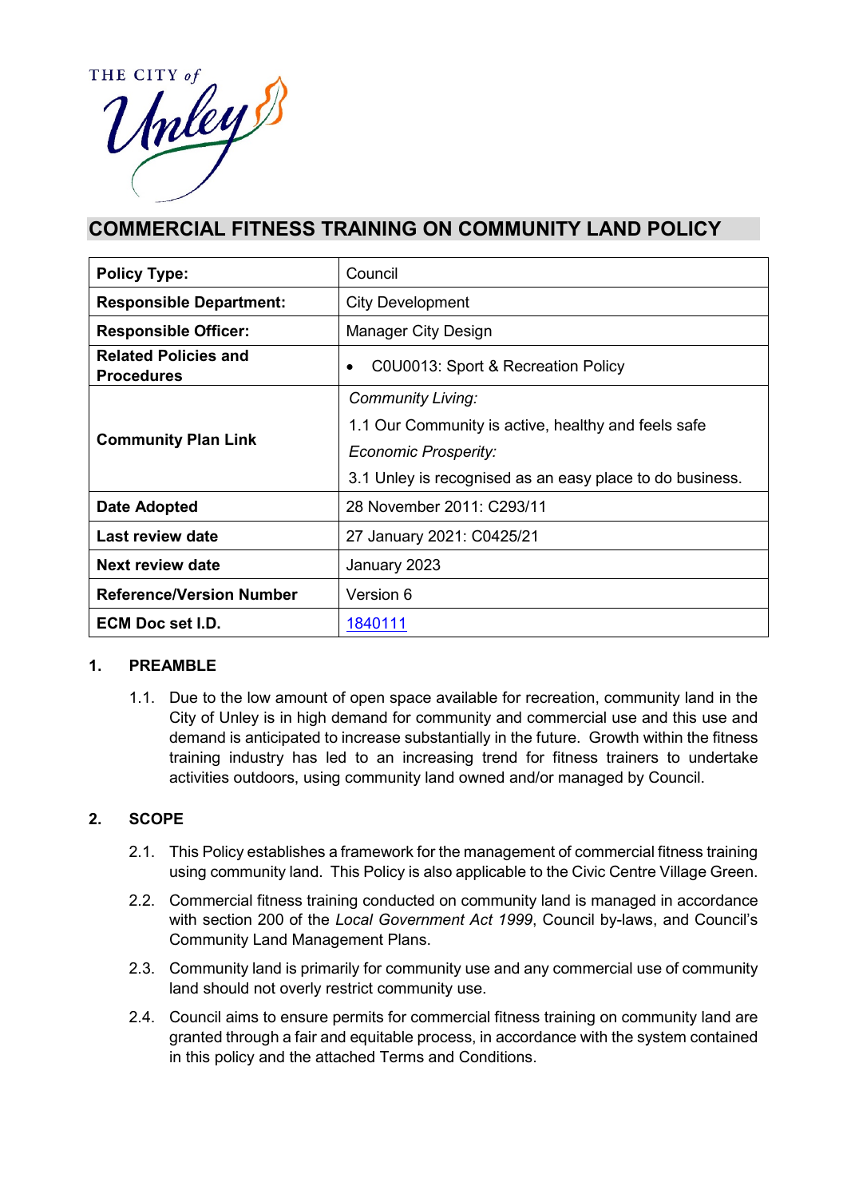THE CITY of Unley

# COMMERCIAL FITNESS TRAINING ON COMMUNITY LAND POLICY

| | |
|---|---|
| **Policy Type:** | Council |
| **Responsible Department:** | City Development |
| **Responsible Officer:** | Manager City Design |
| **Related Policies and Procedures** | • C0U0013: Sport & Recreation Policy |
| **Community Plan Link** | *Community Living:*<br>1.1 Our Community is active, healthy and feels safe<br>*Economic Prosperity:*<br>3.1 Unley is recognised as an easy place to do business. |
| **Date Adopted** | 28 November 2011: C293/11 |
| **Last review date** | 27 January 2021: C0425/21 |
| **Next review date** | January 2023 |
| **Reference/Version Number** | Version 6 |
| **ECM Doc set I.D.** | 1840111 |

## 1. PREAMBLE

1.1. Due to the low amount of open space available for recreation, community land in the City of Unley is in high demand for community and commercial use and this use and demand is anticipated to increase substantially in the future. Growth within the fitness training industry has led to an increasing trend for fitness trainers to undertake activities outdoors, using community land owned and/or managed by Council.

## 2. SCOPE

2.1. This Policy establishes a framework for the management of commercial fitness training using community land. This Policy is also applicable to the Civic Centre Village Green.

2.2. Commercial fitness training conducted on community land is managed in accordance with section 200 of the *Local Government Act 1999*, Council by-laws, and Council's Community Land Management Plans.

2.3. Community land is primarily for community use and any commercial use of community land should not overly restrict community use.

2.4. Council aims to ensure permits for commercial fitness training on community land are granted through a fair and equitable process, in accordance with the system contained in this policy and the attached Terms and Conditions.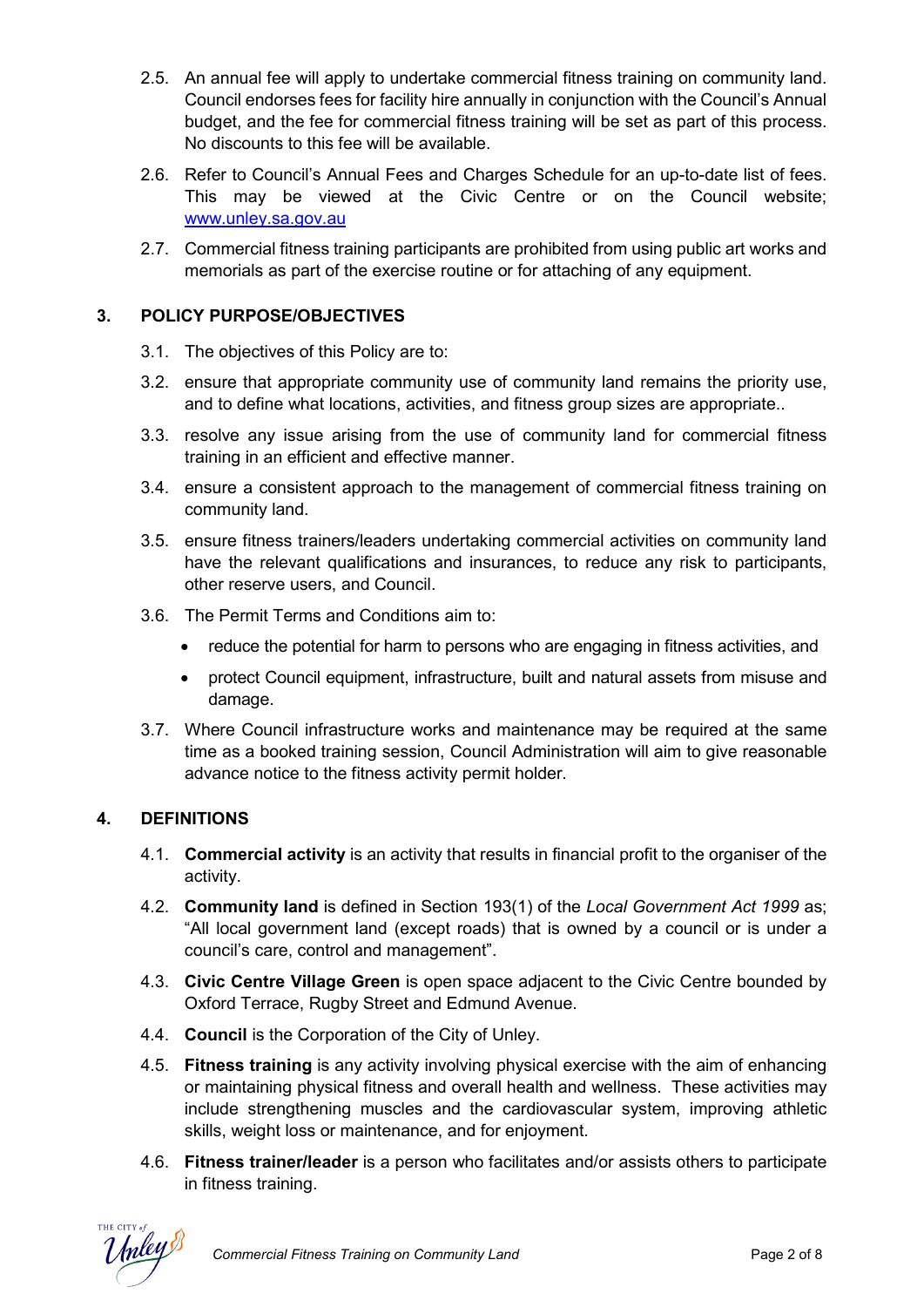2.5. An annual fee will apply to undertake commercial fitness training on community land. Council endorses fees for facility hire annually in conjunction with the Council's Annual budget, and the fee for commercial fitness training will be set as part of this process. No discounts to this fee will be available.

2.6. Refer to Council's Annual Fees and Charges Schedule for an up-to-date list of fees. This may be viewed at the Civic Centre or on the Council website; [www.unley.sa.gov.au](www.unley.sa.gov.au)

2.7. Commercial fitness training participants are prohibited from using public art works and memorials as part of the exercise routine or for attaching of any equipment.

## 3. POLICY PURPOSE/OBJECTIVES

3.1. The objectives of this Policy are to:

3.2. ensure that appropriate community use of community land remains the priority use, and to define what locations, activities, and fitness group sizes are appropriate..

3.3. resolve any issue arising from the use of community land for commercial fitness training in an efficient and effective manner.

3.4. ensure a consistent approach to the management of commercial fitness training on community land.

3.5. ensure fitness trainers/leaders undertaking commercial activities on community land have the relevant qualifications and insurances, to reduce any risk to participants, other reserve users, and Council.

3.6. The Permit Terms and Conditions aim to:

- reduce the potential for harm to persons who are engaging in fitness activities, and
- protect Council equipment, infrastructure, built and natural assets from misuse and damage.

3.7. Where Council infrastructure works and maintenance may be required at the same time as a booked training session, Council Administration will aim to give reasonable advance notice to the fitness activity permit holder.

## 4. DEFINITIONS

4.1. **Commercial activity** is an activity that results in financial profit to the organiser of the activity.

4.2. **Community land** is defined in Section 193(1) of the *Local Government Act 1999* as; "All local government land (except roads) that is owned by a council or is under a council's care, control and management".

4.3. **Civic Centre Village Green** is open space adjacent to the Civic Centre bounded by Oxford Terrace, Rugby Street and Edmund Avenue.

4.4. **Council** is the Corporation of the City of Unley.

4.5. **Fitness training** is any activity involving physical exercise with the aim of enhancing or maintaining physical fitness and overall health and wellness. These activities may include strengthening muscles and the cardiovascular system, improving athletic skills, weight loss or maintenance, and for enjoyment.

4.6. **Fitness trainer/leader** is a person who facilitates and/or assists others to participate in fitness training.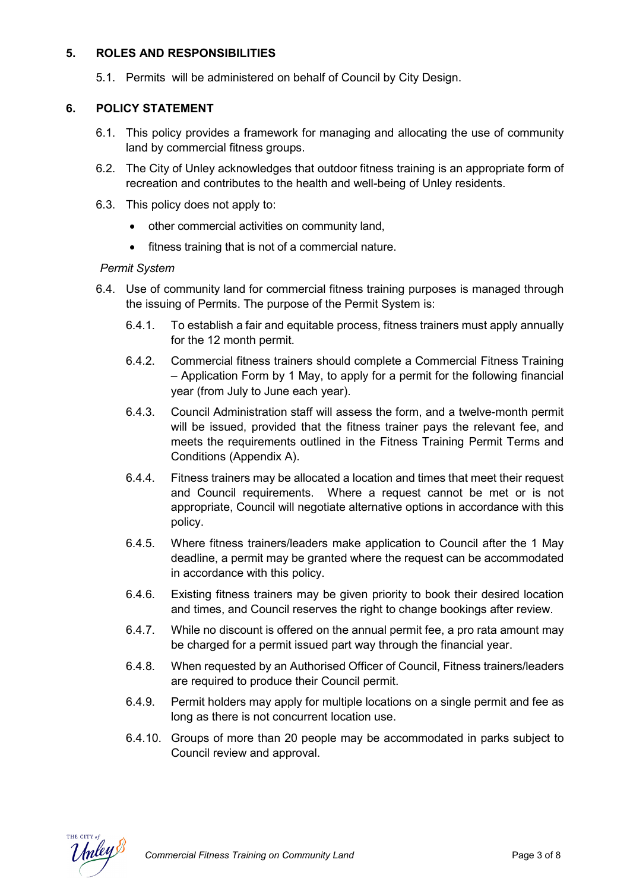## 5. ROLES AND RESPONSIBILITIES

5.1. Permits will be administered on behalf of Council by City Design.

## 6. POLICY STATEMENT

6.1. This policy provides a framework for managing and allocating the use of community land by commercial fitness groups.

6.2. The City of Unley acknowledges that outdoor fitness training is an appropriate form of recreation and contributes to the health and well-being of Unley residents.

6.3. This policy does not apply to:

- other commercial activities on community land,
- fitness training that is not of a commercial nature.

*Permit System*

6.4. Use of community land for commercial fitness training purposes is managed through the issuing of Permits. The purpose of the Permit System is:

6.4.1. To establish a fair and equitable process, fitness trainers must apply annually for the 12 month permit.

6.4.2. Commercial fitness trainers should complete a Commercial Fitness Training – Application Form by 1 May, to apply for a permit for the following financial year (from July to June each year).

6.4.3. Council Administration staff will assess the form, and a twelve-month permit will be issued, provided that the fitness trainer pays the relevant fee, and meets the requirements outlined in the Fitness Training Permit Terms and Conditions (Appendix A).

6.4.4. Fitness trainers may be allocated a location and times that meet their request and Council requirements. Where a request cannot be met or is not appropriate, Council will negotiate alternative options in accordance with this policy.

6.4.5. Where fitness trainers/leaders make application to Council after the 1 May deadline, a permit may be granted where the request can be accommodated in accordance with this policy.

6.4.6. Existing fitness trainers may be given priority to book their desired location and times, and Council reserves the right to change bookings after review.

6.4.7. While no discount is offered on the annual permit fee, a pro rata amount may be charged for a permit issued part way through the financial year.

6.4.8. When requested by an Authorised Officer of Council, Fitness trainers/leaders are required to produce their Council permit.

6.4.9. Permit holders may apply for multiple locations on a single permit and fee as long as there is not concurrent location use.

6.4.10. Groups of more than 20 people may be accommodated in parks subject to Council review and approval.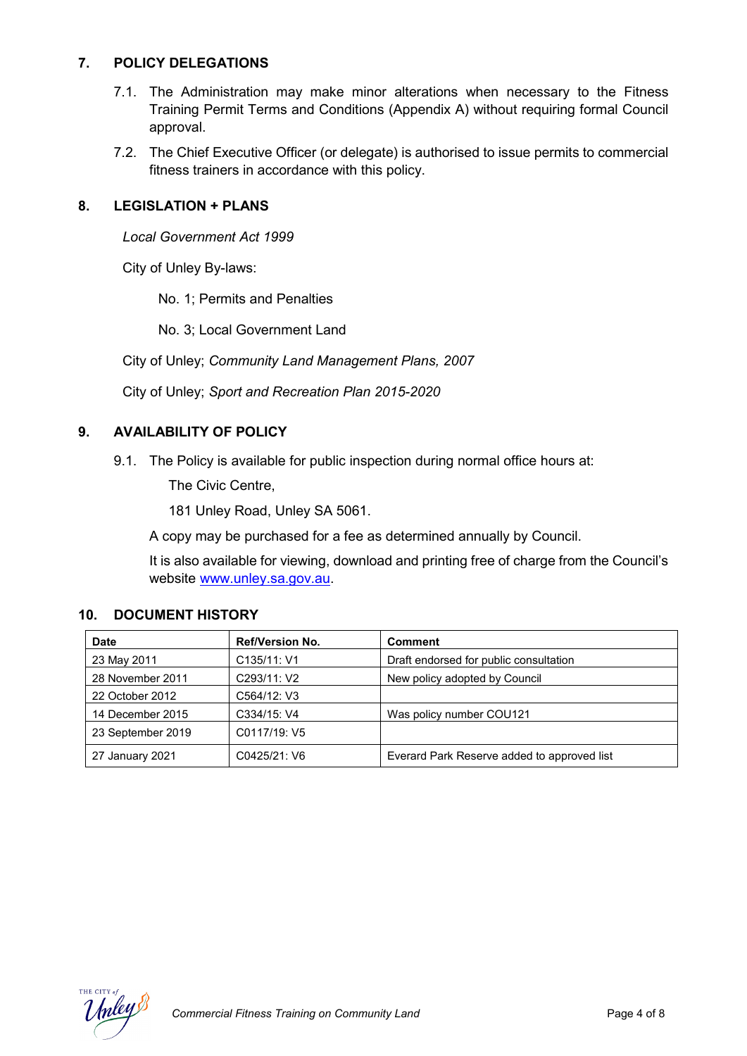## 7. POLICY DELEGATIONS

7.1. The Administration may make minor alterations when necessary to the Fitness Training Permit Terms and Conditions (Appendix A) without requiring formal Council approval.

7.2. The Chief Executive Officer (or delegate) is authorised to issue permits to commercial fitness trainers in accordance with this policy.

## 8. LEGISLATION + PLANS

*Local Government Act 1999*

City of Unley By-laws:

No. 1; Permits and Penalties

No. 3; Local Government Land

City of Unley; *Community Land Management Plans, 2007*

City of Unley; *Sport and Recreation Plan 2015-2020*

## 9. AVAILABILITY OF POLICY

9.1. The Policy is available for public inspection during normal office hours at:

The Civic Centre,

181 Unley Road, Unley SA 5061.

A copy may be purchased for a fee as determined annually by Council.

It is also available for viewing, download and printing free of charge from the Council's website www.unley.sa.gov.au.

## 10. DOCUMENT HISTORY

| Date | Ref/Version No. | Comment |
|---|---|---|
| 23 May 2011 | C135/11: V1 | Draft endorsed for public consultation |
| 28 November 2011 | C293/11: V2 | New policy adopted by Council |
| 22 October 2012 | C564/12: V3 | |
| 14 December 2015 | C334/15: V4 | Was policy number COU121 |
| 23 September 2019 | C0117/19: V5 | |
| 27 January 2021 | C0425/21: V6 | Everard Park Reserve added to approved list |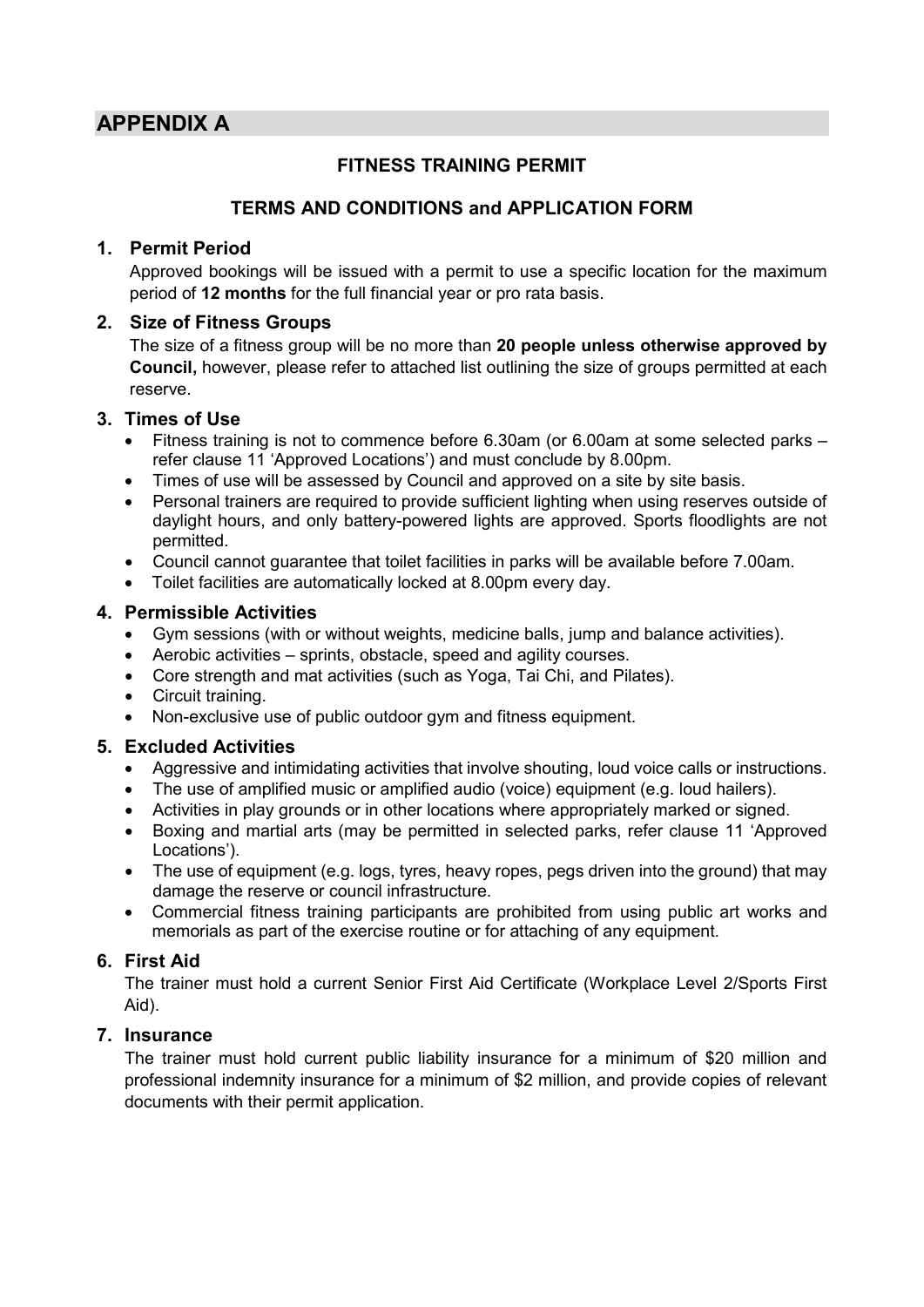# APPENDIX A

**FITNESS TRAINING PERMIT**

**TERMS AND CONDITIONS and APPLICATION FORM**

### 1. Permit Period

Approved bookings will be issued with a permit to use a specific location for the maximum period of **12 months** for the full financial year or pro rata basis.

### 2. Size of Fitness Groups

The size of a fitness group will be no more than **20 people unless otherwise approved by Council,** however, please refer to attached list outlining the size of groups permitted at each reserve.

### 3. Times of Use

- Fitness training is not to commence before 6.30am (or 6.00am at some selected parks – refer clause 11 'Approved Locations') and must conclude by 8.00pm.
- Times of use will be assessed by Council and approved on a site by site basis.
- Personal trainers are required to provide sufficient lighting when using reserves outside of daylight hours, and only battery-powered lights are approved. Sports floodlights are not permitted.
- Council cannot guarantee that toilet facilities in parks will be available before 7.00am.
- Toilet facilities are automatically locked at 8.00pm every day.

### 4. Permissible Activities

- Gym sessions (with or without weights, medicine balls, jump and balance activities).
- Aerobic activities – sprints, obstacle, speed and agility courses.
- Core strength and mat activities (such as Yoga, Tai Chi, and Pilates).
- Circuit training.
- Non-exclusive use of public outdoor gym and fitness equipment.

### 5. Excluded Activities

- Aggressive and intimidating activities that involve shouting, loud voice calls or instructions.
- The use of amplified music or amplified audio (voice) equipment (e.g. loud hailers).
- Activities in play grounds or in other locations where appropriately marked or signed.
- Boxing and martial arts (may be permitted in selected parks, refer clause 11 'Approved Locations').
- The use of equipment (e.g. logs, tyres, heavy ropes, pegs driven into the ground) that may damage the reserve or council infrastructure.
- Commercial fitness training participants are prohibited from using public art works and memorials as part of the exercise routine or for attaching of any equipment.

### 6. First Aid

The trainer must hold a current Senior First Aid Certificate (Workplace Level 2/Sports First Aid).

### 7. Insurance

The trainer must hold current public liability insurance for a minimum of $20 million and professional indemnity insurance for a minimum of $2 million, and provide copies of relevant documents with their permit application.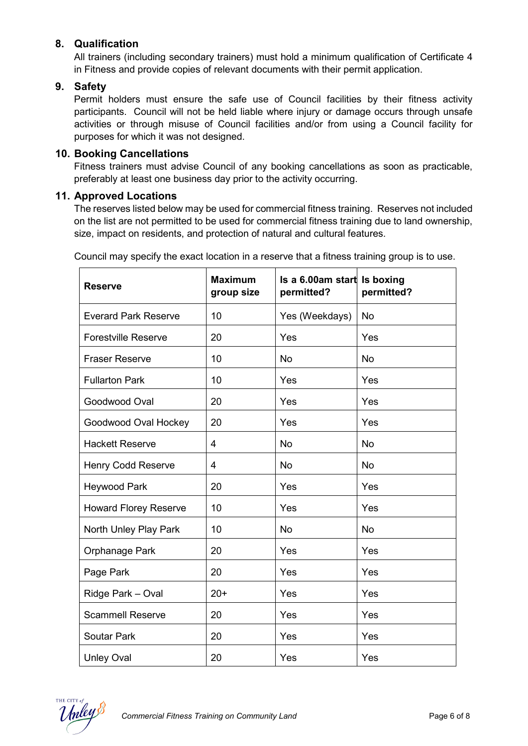## 8. Qualification

All trainers (including secondary trainers) must hold a minimum qualification of Certificate 4 in Fitness and provide copies of relevant documents with their permit application.

## 9. Safety

Permit holders must ensure the safe use of Council facilities by their fitness activity participants. Council will not be held liable where injury or damage occurs through unsafe activities or through misuse of Council facilities and/or from using a Council facility for purposes for which it was not designed.

## 10. Booking Cancellations

Fitness trainers must advise Council of any booking cancellations as soon as practicable, preferably at least one business day prior to the activity occurring.

## 11. Approved Locations

The reserves listed below may be used for commercial fitness training. Reserves not included on the list are not permitted to be used for commercial fitness training due to land ownership, size, impact on residents, and protection of natural and cultural features.

Council may specify the exact location in a reserve that a fitness training group is to use.

| Reserve | Maximum group size | Is a 6.00am start permitted? | Is boxing permitted? |
|---|---|---|---|
| Everard Park Reserve | 10 | Yes (Weekdays) | No |
| Forestville Reserve | 20 | Yes | Yes |
| Fraser Reserve | 10 | No | No |
| Fullarton Park | 10 | Yes | Yes |
| Goodwood Oval | 20 | Yes | Yes |
| Goodwood Oval Hockey | 20 | Yes | Yes |
| Hackett Reserve | 4 | No | No |
| Henry Codd Reserve | 4 | No | No |
| Heywood Park | 20 | Yes | Yes |
| Howard Florey Reserve | 10 | Yes | Yes |
| North Unley Play Park | 10 | No | No |
| Orphanage Park | 20 | Yes | Yes |
| Page Park | 20 | Yes | Yes |
| Ridge Park – Oval | 20+ | Yes | Yes |
| Scammell Reserve | 20 | Yes | Yes |
| Soutar Park | 20 | Yes | Yes |
| Unley Oval | 20 | Yes | Yes |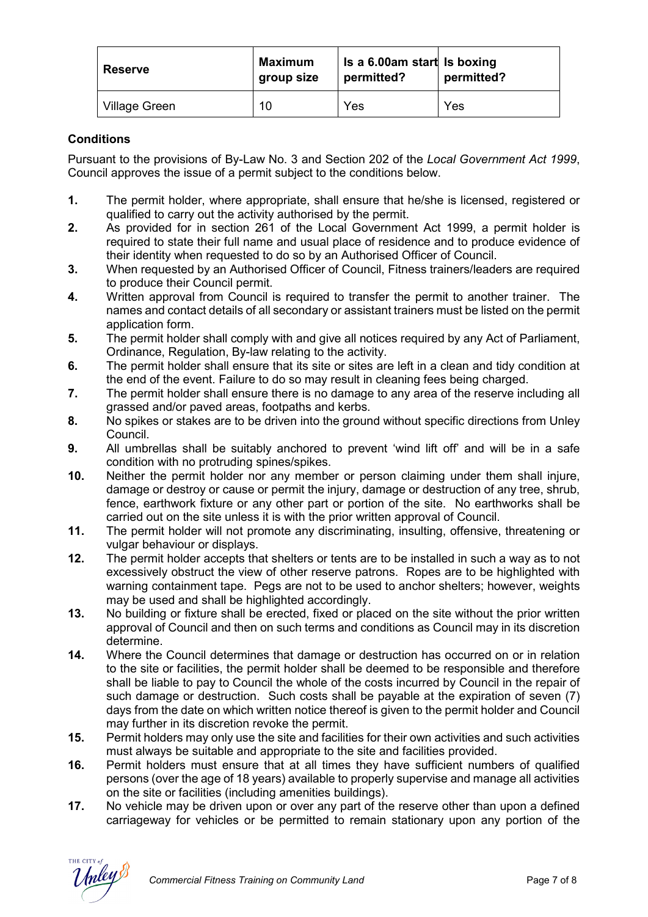| Reserve | Maximum group size | Is a 6.00am start permitted? | Is boxing permitted? |
|---|---|---|---|
| Village Green | 10 | Yes | Yes |

**Conditions**

Pursuant to the provisions of By-Law No. 3 and Section 202 of the *Local Government Act 1999*, Council approves the issue of a permit subject to the conditions below.

1. The permit holder, where appropriate, shall ensure that he/she is licensed, registered or qualified to carry out the activity authorised by the permit.
2. As provided for in section 261 of the Local Government Act 1999, a permit holder is required to state their full name and usual place of residence and to produce evidence of their identity when requested to do so by an Authorised Officer of Council.
3. When requested by an Authorised Officer of Council, Fitness trainers/leaders are required to produce their Council permit.
4. Written approval from Council is required to transfer the permit to another trainer. The names and contact details of all secondary or assistant trainers must be listed on the permit application form.
5. The permit holder shall comply with and give all notices required by any Act of Parliament, Ordinance, Regulation, By-law relating to the activity.
6. The permit holder shall ensure that its site or sites are left in a clean and tidy condition at the end of the event. Failure to do so may result in cleaning fees being charged.
7. The permit holder shall ensure there is no damage to any area of the reserve including all grassed and/or paved areas, footpaths and kerbs.
8. No spikes or stakes are to be driven into the ground without specific directions from Unley Council.
9. All umbrellas shall be suitably anchored to prevent 'wind lift off' and will be in a safe condition with no protruding spines/spikes.
10. Neither the permit holder nor any member or person claiming under them shall injure, damage or destroy or cause or permit the injury, damage or destruction of any tree, shrub, fence, earthwork fixture or any other part or portion of the site. No earthworks shall be carried out on the site unless it is with the prior written approval of Council.
11. The permit holder will not promote any discriminating, insulting, offensive, threatening or vulgar behaviour or displays.
12. The permit holder accepts that shelters or tents are to be installed in such a way as to not excessively obstruct the view of other reserve patrons. Ropes are to be highlighted with warning containment tape. Pegs are not to be used to anchor shelters; however, weights may be used and shall be highlighted accordingly.
13. No building or fixture shall be erected, fixed or placed on the site without the prior written approval of Council and then on such terms and conditions as Council may in its discretion determine.
14. Where the Council determines that damage or destruction has occurred on or in relation to the site or facilities, the permit holder shall be deemed to be responsible and therefore shall be liable to pay to Council the whole of the costs incurred by Council in the repair of such damage or destruction. Such costs shall be payable at the expiration of seven (7) days from the date on which written notice thereof is given to the permit holder and Council may further in its discretion revoke the permit.
15. Permit holders may only use the site and facilities for their own activities and such activities must always be suitable and appropriate to the site and facilities provided.
16. Permit holders must ensure that at all times they have sufficient numbers of qualified persons (over the age of 18 years) available to properly supervise and manage all activities on the site or facilities (including amenities buildings).
17. No vehicle may be driven upon or over any part of the reserve other than upon a defined carriageway for vehicles or be permitted to remain stationary upon any portion of the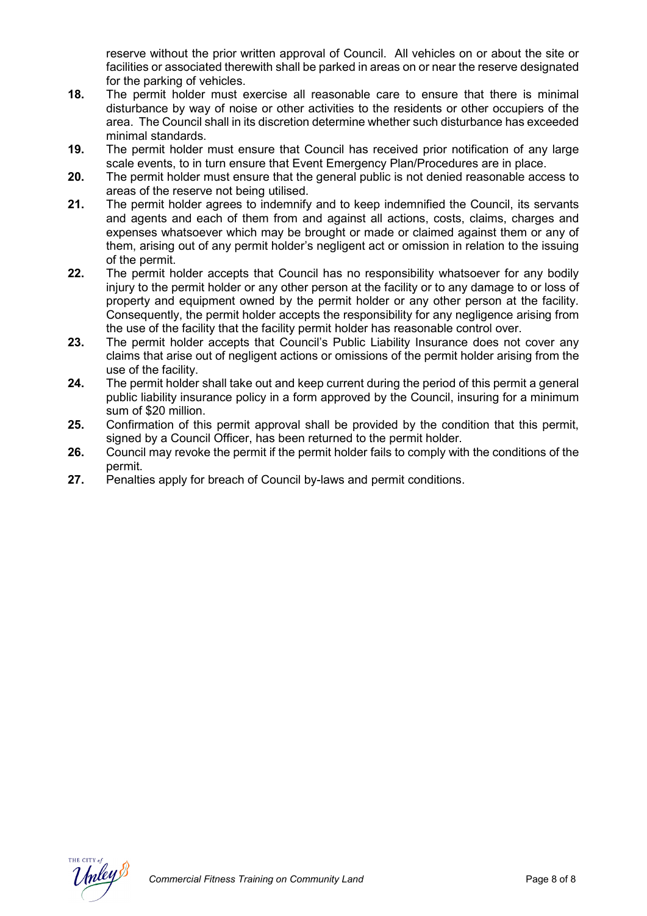reserve without the prior written approval of Council. All vehicles on or about the site or facilities or associated therewith shall be parked in areas on or near the reserve designated for the parking of vehicles.

**18.** The permit holder must exercise all reasonable care to ensure that there is minimal disturbance by way of noise or other activities to the residents or other occupiers of the area. The Council shall in its discretion determine whether such disturbance has exceeded minimal standards.

**19.** The permit holder must ensure that Council has received prior notification of any large scale events, to in turn ensure that Event Emergency Plan/Procedures are in place.

**20.** The permit holder must ensure that the general public is not denied reasonable access to areas of the reserve not being utilised.

**21.** The permit holder agrees to indemnify and to keep indemnified the Council, its servants and agents and each of them from and against all actions, costs, claims, charges and expenses whatsoever which may be brought or made or claimed against them or any of them, arising out of any permit holder's negligent act or omission in relation to the issuing of the permit.

**22.** The permit holder accepts that Council has no responsibility whatsoever for any bodily injury to the permit holder or any other person at the facility or to any damage to or loss of property and equipment owned by the permit holder or any other person at the facility. Consequently, the permit holder accepts the responsibility for any negligence arising from the use of the facility that the facility permit holder has reasonable control over.

**23.** The permit holder accepts that Council's Public Liability Insurance does not cover any claims that arise out of negligent actions or omissions of the permit holder arising from the use of the facility.

**24.** The permit holder shall take out and keep current during the period of this permit a general public liability insurance policy in a form approved by the Council, insuring for a minimum sum of $20 million.

**25.** Confirmation of this permit approval shall be provided by the condition that this permit, signed by a Council Officer, has been returned to the permit holder.

**26.** Council may revoke the permit if the permit holder fails to comply with the conditions of the permit.

**27.** Penalties apply for breach of Council by-laws and permit conditions.